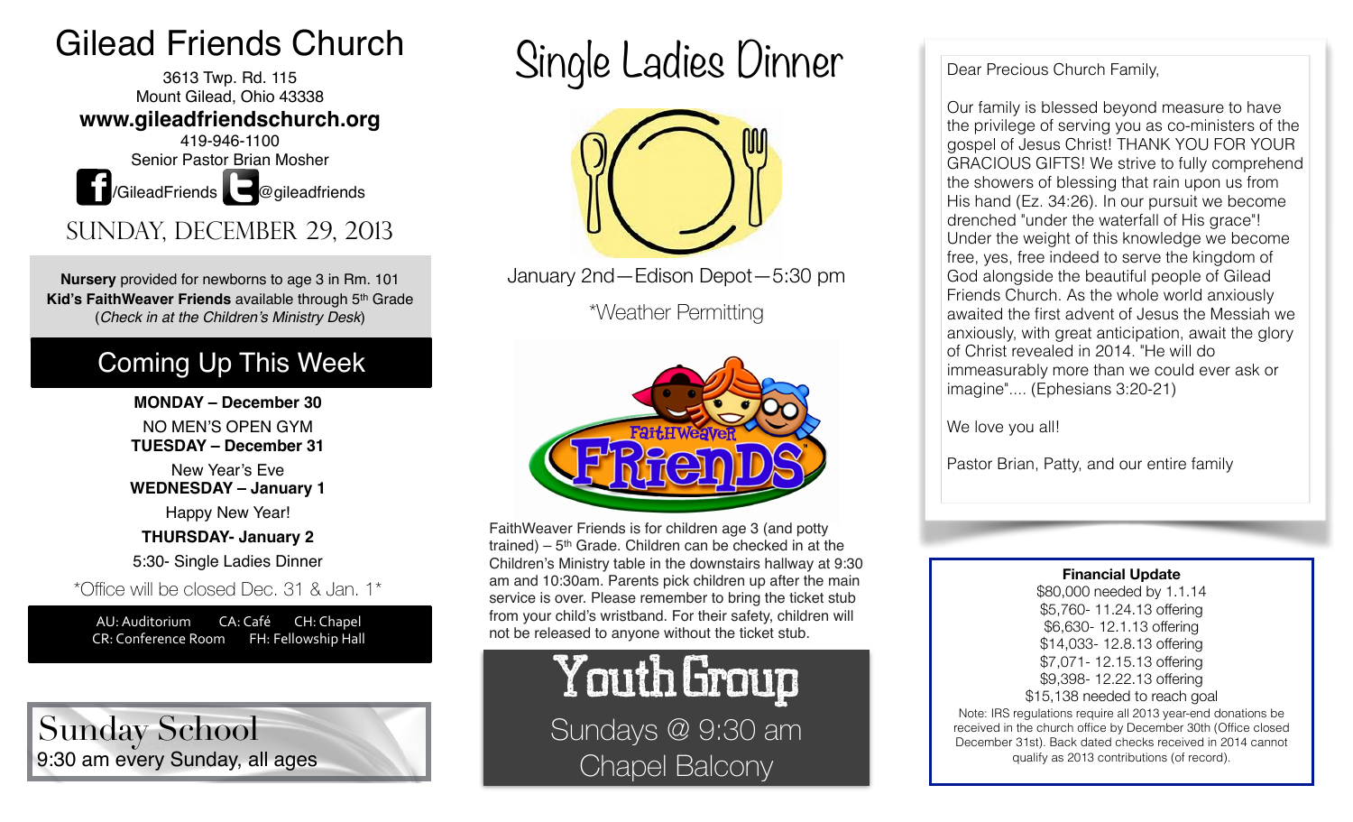# Gilead Friends Church

3613 Twp. Rd. 115
Mount Gilead, Ohio 43338

**www.gileadfriendschurch.org**

419-946-1100

Senior Pastor Brian Mosher

/GileadFriends @gileadfriends

## SUNDAY, DECEMBER 29, 2013

**Nursery** provided for newborns to age 3 in Rm. 101
**Kid's FaithWeaver Friends** available through 5th Grade
(*Check in at the Children's Ministry Desk*)

## Coming Up This Week

**MONDAY – December 30**

NO MEN'S OPEN GYM

**TUESDAY – December 31**

New Year's Eve

**WEDNESDAY – January 1**

Happy New Year!

**THURSDAY- January 2**

5:30- Single Ladies Dinner

*Office will be closed Dec. 31 & Jan. 1*

AU: Auditorium CA: Café CH: Chapel
CR: Conference Room FH: Fellowship Hall

## Sunday School

9:30 am every Sunday, all ages

## Single Ladies Dinner

January 2nd—Edison Depot—5:30 pm

*Weather Permitting

FaithWeaver Friends is for children age 3 (and potty trained) – 5th Grade. Children can be checked in at the Children's Ministry table in the downstairs hallway at 9:30 am and 10:30am. Parents pick children up after the main service is over. Please remember to bring the ticket stub from your child's wristband. For their safety, children will not be released to anyone without the ticket stub.

## Youth Group

Sundays @ 9:30 am
Chapel Balcony

Dear Precious Church Family,

Our family is blessed beyond measure to have the privilege of serving you as co-ministers of the gospel of Jesus Christ! THANK YOU FOR YOUR GRACIOUS GIFTS! We strive to fully comprehend the showers of blessing that rain upon us from His hand (Ez. 34:26). In our pursuit we become drenched "under the waterfall of His grace"! Under the weight of this knowledge we become free, yes, free indeed to serve the kingdom of God alongside the beautiful people of Gilead Friends Church. As the whole world anxiously awaited the first advent of Jesus the Messiah we anxiously, with great anticipation, await the glory of Christ revealed in 2014. "He will do immeasurably more than we could ever ask or imagine".... (Ephesians 3:20-21)

We love you all!

Pastor Brian, Patty, and our entire family

**Financial Update**

$80,000 needed by 1.1.14
$5,760- 11.24.13 offering
$6,630- 12.1.13 offering
$14,033- 12.8.13 offering
$7,071- 12.15.13 offering
$9,398- 12.22.13 offering
$15,138 needed to reach goal

Note: IRS regulations require all 2013 year-end donations be received in the church office by December 30th (Office closed December 31st). Back dated checks received in 2014 cannot qualify as 2013 contributions (of record).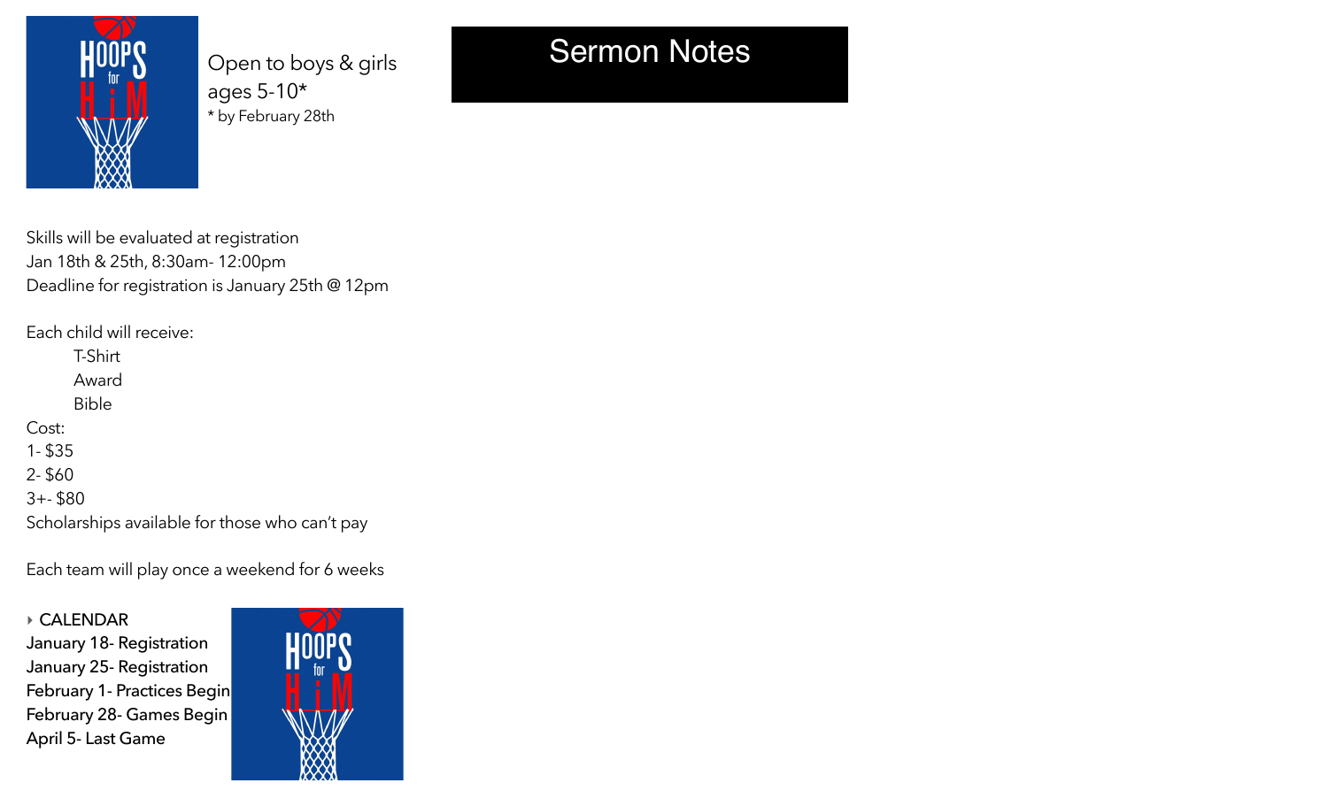Open to boys & girls ages 5-10*
* by February 28th

## Sermon Notes

Skills will be evaluated at registration
Jan 18th & 25th, 8:30am- 12:00pm
Deadline for registration is January 25th @ 12pm

Each child will receive:

- T-Shirt
- Award
- Bible

Cost:
1- $35
2- $60
3+- $80
Scholarships available for those who can't pay

Each team will play once a weekend for 6 weeks

**CALENDAR**

**January 18- Registration**
**January 25- Registration**
**February 1- Practices Begin**
**February 28- Games Begin**
**April 5- Last Game**